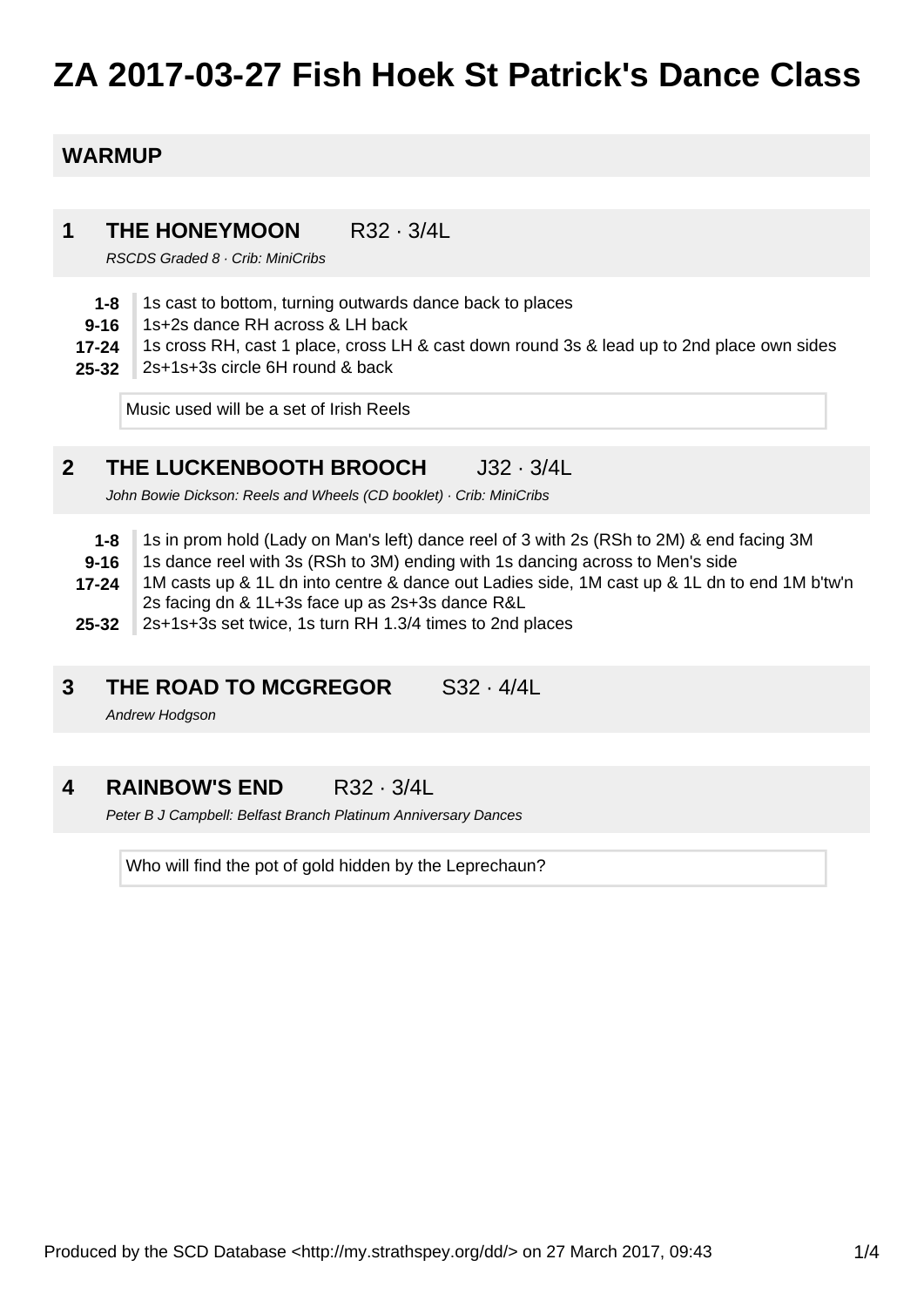# ZA 2017-03-27 Fish Hoek St Patrick's Dance Class

## WARMUP

### 1 THE HONEYMOON R32 · 3/4L

*RSCDS Graded 8 · Crib: MiniCribs*

| | |
|---|---|
| **1-8** | 1s cast to bottom, turning outwards dance back to places |
| **9-16** | 1s+2s dance RH across & LH back |
| **17-24** | 1s cross RH, cast 1 place, cross LH & cast down round 3s & lead up to 2nd place own sides |
| **25-32** | 2s+1s+3s circle 6H round & back |

Music used will be a set of Irish Reels

### 2 THE LUCKENBOOTH BROOCH J32 · 3/4L

*John Bowie Dickson: Reels and Wheels (CD booklet) · Crib: MiniCribs*

| | |
|---|---|
| **1-8** | 1s in prom hold (Lady on Man's left) dance reel of 3 with 2s (RSh to 2M) & end facing 3M |
| **9-16** | 1s dance reel with 3s (RSh to 3M) ending with 1s dancing across to Men's side |
| **17-24** | 1M casts up & 1L dn into centre & dance out Ladies side, 1M cast up & 1L dn to end 1M b'tw'n 2s facing dn & 1L+3s face up as 2s+3s dance R&L |
| **25-32** | 2s+1s+3s set twice, 1s turn RH 1.3/4 times to 2nd places |

### 3 THE ROAD TO MCGREGOR S32 · 4/4L

*Andrew Hodgson*

### 4 RAINBOW'S END R32 · 3/4L

*Peter B J Campbell: Belfast Branch Platinum Anniversary Dances*

Who will find the pot of gold hidden by the Leprechaun?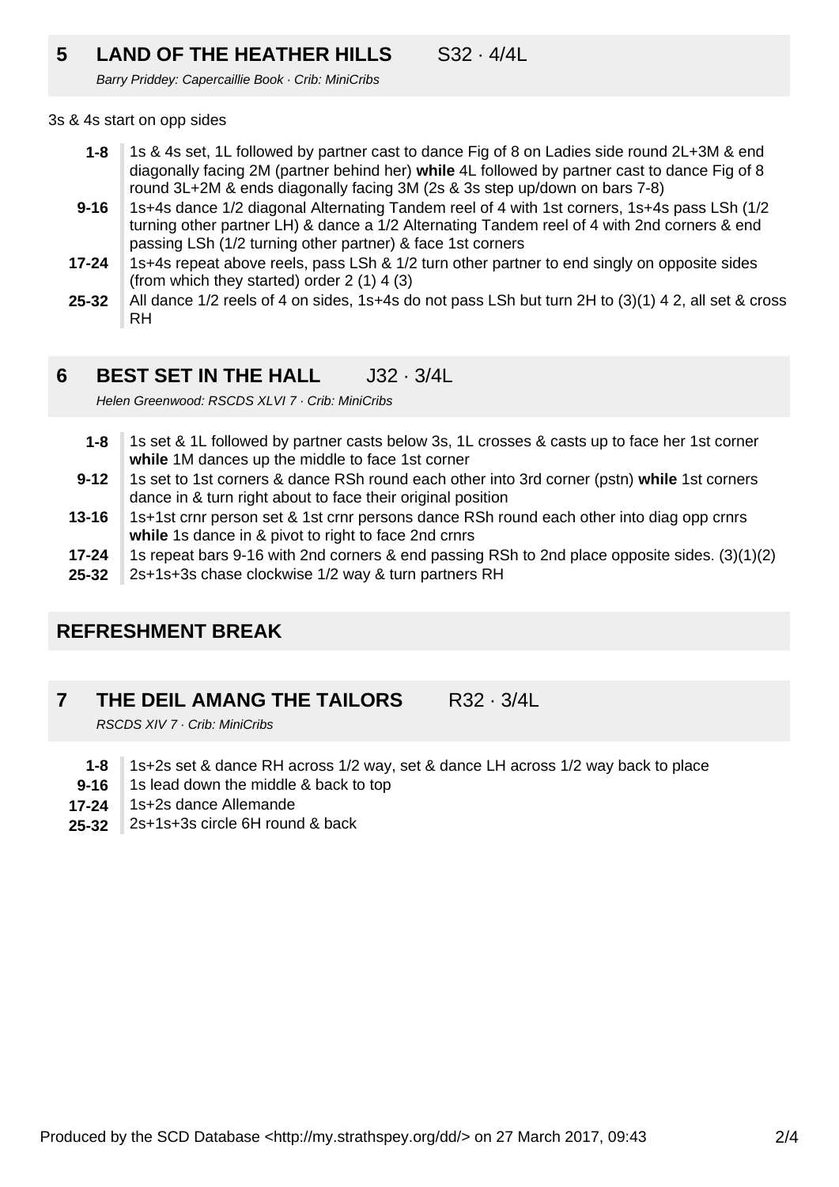## 5 LAND OF THE HEATHER HILLS S32 · 4/4L

*Barry Priddey: Capercaillie Book · Crib: MiniCribs*

3s & 4s start on opp sides

- **1-8** 1s & 4s set, 1L followed by partner cast to dance Fig of 8 on Ladies side round 2L+3M & end diagonally facing 2M (partner behind her) **while** 4L followed by partner cast to dance Fig of 8 round 3L+2M & ends diagonally facing 3M (2s & 3s step up/down on bars 7-8)
- **9-16** 1s+4s dance 1/2 diagonal Alternating Tandem reel of 4 with 1st corners, 1s+4s pass LSh (1/2 turning other partner LH) & dance a 1/2 Alternating Tandem reel of 4 with 2nd corners & end passing LSh (1/2 turning other partner) & face 1st corners
- **17-24** 1s+4s repeat above reels, pass LSh & 1/2 turn other partner to end singly on opposite sides (from which they started) order 2 (1) 4 (3)
- **25-32** All dance 1/2 reels of 4 on sides, 1s+4s do not pass LSh but turn 2H to (3)(1) 4 2, all set & cross RH

## 6 BEST SET IN THE HALL J32 · 3/4L

*Helen Greenwood: RSCDS XLVI 7 · Crib: MiniCribs*

- **1-8** 1s set & 1L followed by partner casts below 3s, 1L crosses & casts up to face her 1st corner **while** 1M dances up the middle to face 1st corner
- **9-12** 1s set to 1st corners & dance RSh round each other into 3rd corner (pstn) **while** 1st corners dance in & turn right about to face their original position
- **13-16** 1s+1st crnr person set & 1st crnr persons dance RSh round each other into diag opp crnrs **while** 1s dance in & pivot to right to face 2nd crnrs
- **17-24** 1s repeat bars 9-16 with 2nd corners & end passing RSh to 2nd place opposite sides. (3)(1)(2)
- **25-32** 2s+1s+3s chase clockwise 1/2 way & turn partners RH

## REFRESHMENT BREAK

## 7 THE DEIL AMANG THE TAILORS R32 · 3/4L

*RSCDS XIV 7 · Crib: MiniCribs*

- **1-8** 1s+2s set & dance RH across 1/2 way, set & dance LH across 1/2 way back to place
- **9-16** 1s lead down the middle & back to top
- **17-24** 1s+2s dance Allemande
- **25-32** 2s+1s+3s circle 6H round & back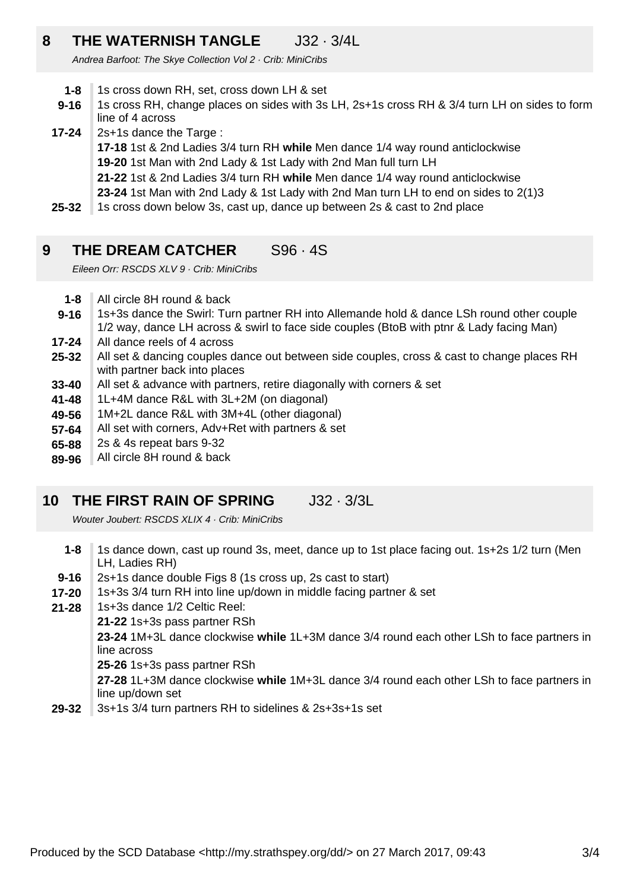## 8 THE WATERNISH TANGLE J32 · 3/4L

*Andrea Barfoot: The Skye Collection Vol 2 · Crib: MiniCribs*

- **1-8** 1s cross down RH, set, cross down LH & set
- **9-16** 1s cross RH, change places on sides with 3s LH, 2s+1s cross RH & 3/4 turn LH on sides to form line of 4 across
- **17-24** 2s+1s dance the Targe :
  - **17-18** 1st & 2nd Ladies 3/4 turn RH **while** Men dance 1/4 way round anticlockwise
  - **19-20** 1st Man with 2nd Lady & 1st Lady with 2nd Man full turn LH
  - **21-22** 1st & 2nd Ladies 3/4 turn RH **while** Men dance 1/4 way round anticlockwise
  - **23-24** 1st Man with 2nd Lady & 1st Lady with 2nd Man turn LH to end on sides to 2(1)3
- **25-32** 1s cross down below 3s, cast up, dance up between 2s & cast to 2nd place

## 9 THE DREAM CATCHER S96 · 4S

*Eileen Orr: RSCDS XLV 9 · Crib: MiniCribs*

- **1-8** All circle 8H round & back
- **9-16** 1s+3s dance the Swirl: Turn partner RH into Allemande hold & dance LSh round other couple 1/2 way, dance LH across & swirl to face side couples (BtoB with ptnr & Lady facing Man)
- **17-24** All dance reels of 4 across
- **25-32** All set & dancing couples dance out between side couples, cross & cast to change places RH with partner back into places
- **33-40** All set & advance with partners, retire diagonally with corners & set
- **41-48** 1L+4M dance R&L with 3L+2M (on diagonal)
- **49-56** 1M+2L dance R&L with 3M+4L (other diagonal)
- **57-64** All set with corners, Adv+Ret with partners & set
- **65-88** 2s & 4s repeat bars 9-32
- **89-96** All circle 8H round & back

## 10 THE FIRST RAIN OF SPRING J32 · 3/3L

*Wouter Joubert: RSCDS XLIX 4 · Crib: MiniCribs*

- **1-8** 1s dance down, cast up round 3s, meet, dance up to 1st place facing out. 1s+2s 1/2 turn (Men LH, Ladies RH)
- **9-16** 2s+1s dance double Figs 8 (1s cross up, 2s cast to start)
- **17-20** 1s+3s 3/4 turn RH into line up/down in middle facing partner & set
- **21-28** 1s+3s dance 1/2 Celtic Reel:
  - **21-22** 1s+3s pass partner RSh
  - **23-24** 1M+3L dance clockwise **while** 1L+3M dance 3/4 round each other LSh to face partners in line across
  - **25-26** 1s+3s pass partner RSh
  - **27-28** 1L+3M dance clockwise **while** 1M+3L dance 3/4 round each other LSh to face partners in line up/down set
- **29-32** 3s+1s 3/4 turn partners RH to sidelines & 2s+3s+1s set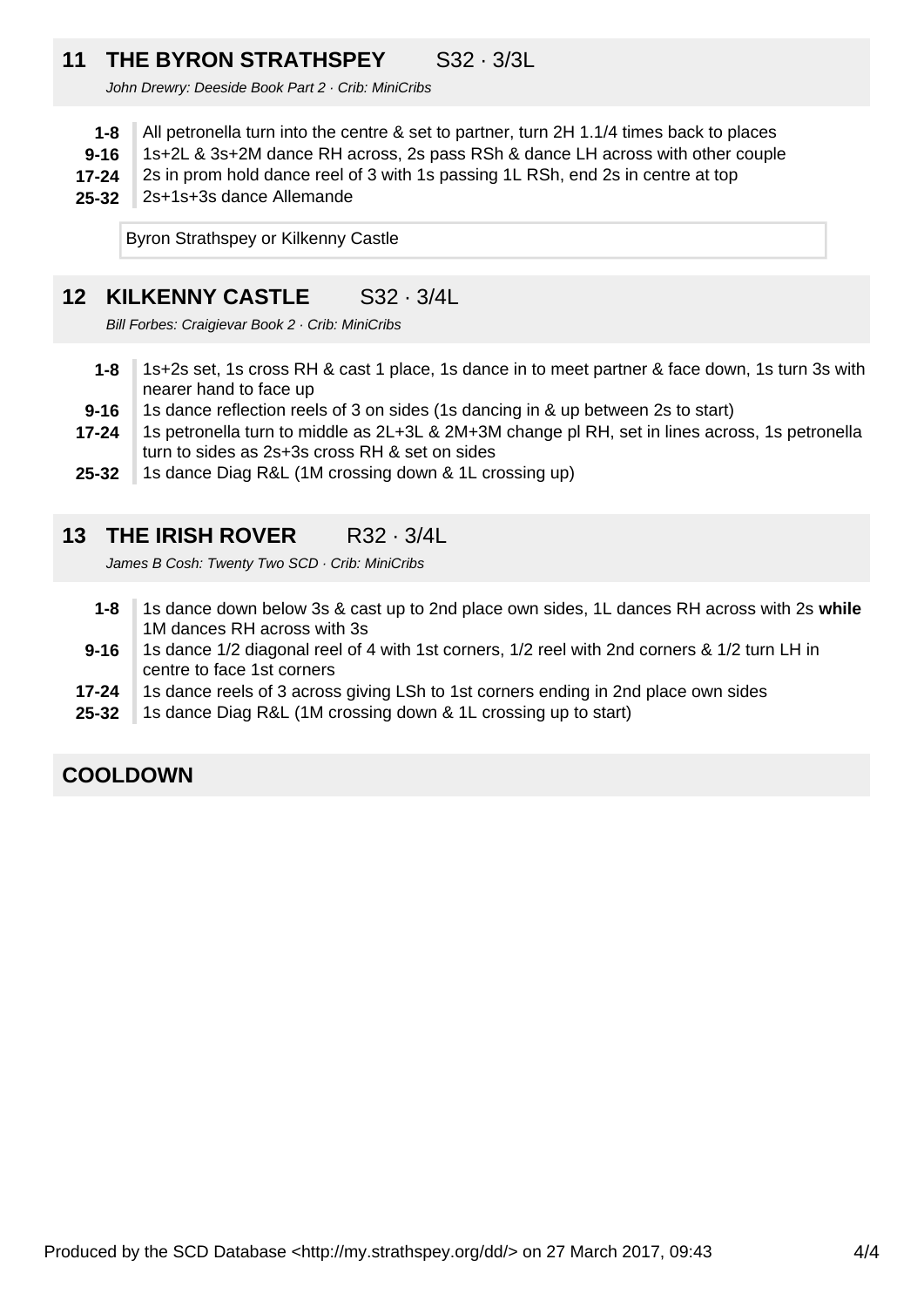## 11 THE BYRON STRATHSPEY S32 · 3/3L

*John Drewry: Deeside Book Part 2 · Crib: MiniCribs*

| | |
|---|---|
| **1-8** | All petronella turn into the centre & set to partner, turn 2H 1.1/4 times back to places |
| **9-16** | 1s+2L & 3s+2M dance RH across, 2s pass RSh & dance LH across with other couple |
| **17-24** | 2s in prom hold dance reel of 3 with 1s passing 1L RSh, end 2s in centre at top |
| **25-32** | 2s+1s+3s dance Allemande |

Byron Strathspey or Kilkenny Castle

## 12 KILKENNY CASTLE S32 · 3/4L

*Bill Forbes: Craigievar Book 2 · Crib: MiniCribs*

| | |
|---|---|
| **1-8** | 1s+2s set, 1s cross RH & cast 1 place, 1s dance in to meet partner & face down, 1s turn 3s with nearer hand to face up |
| **9-16** | 1s dance reflection reels of 3 on sides (1s dancing in & up between 2s to start) |
| **17-24** | 1s petronella turn to middle as 2L+3L & 2M+3M change pl RH, set in lines across, 1s petronella turn to sides as 2s+3s cross RH & set on sides |
| **25-32** | 1s dance Diag R&L (1M crossing down & 1L crossing up) |

## 13 THE IRISH ROVER R32 · 3/4L

*James B Cosh: Twenty Two SCD · Crib: MiniCribs*

| | |
|---|---|
| **1-8** | 1s dance down below 3s & cast up to 2nd place own sides, 1L dances RH across with 2s **while** 1M dances RH across with 3s |
| **9-16** | 1s dance 1/2 diagonal reel of 4 with 1st corners, 1/2 reel with 2nd corners & 1/2 turn LH in centre to face 1st corners |
| **17-24** | 1s dance reels of 3 across giving LSh to 1st corners ending in 2nd place own sides |
| **25-32** | 1s dance Diag R&L (1M crossing down & 1L crossing up to start) |

## COOLDOWN

Produced by the SCD Database <http://my.strathspey.org/dd/> on 27 March 2017, 09:43